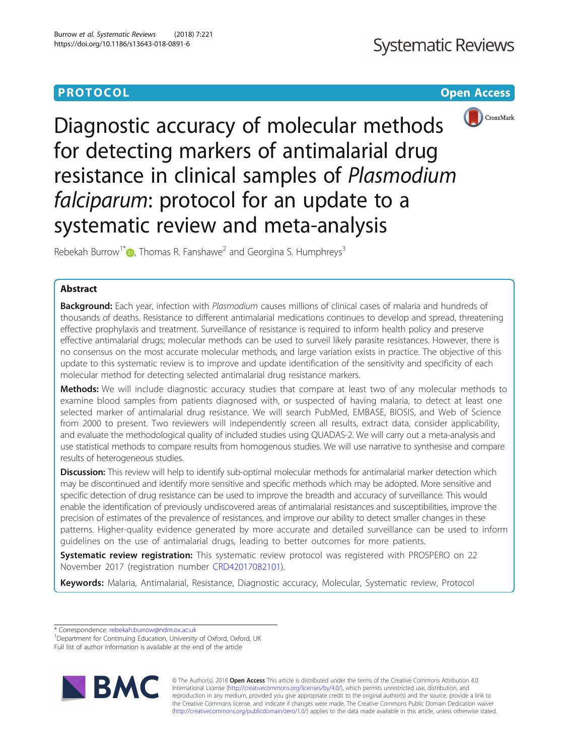PROTOCOL

Open Access

# Diagnostic accuracy of molecular methods for detecting markers of antimalarial drug resistance in clinical samples of *Plasmodium falciparum*: protocol for an update to a systematic review and meta-analysis

Rebekah Burrow[1*], Thomas R. Fanshawe[2] and Georgina S. Humphreys[3]

## Abstract

**Background:** Each year, infection with *Plasmodium* causes millions of clinical cases of malaria and hundreds of thousands of deaths. Resistance to different antimalarial medications continues to develop and spread, threatening effective prophylaxis and treatment. Surveillance of resistance is required to inform health policy and preserve effective antimalarial drugs; molecular methods can be used to surveil likely parasite resistances. However, there is no consensus on the most accurate molecular methods, and large variation exists in practice. The objective of this update to this systematic review is to improve and update identification of the sensitivity and specificity of each molecular method for detecting selected antimalarial drug resistance markers.

**Methods:** We will include diagnostic accuracy studies that compare at least two of any molecular methods to examine blood samples from patients diagnosed with, or suspected of having malaria, to detect at least one selected marker of antimalarial drug resistance. We will search PubMed, EMBASE, BIOSIS, and Web of Science from 2000 to present. Two reviewers will independently screen all results, extract data, consider applicability, and evaluate the methodological quality of included studies using QUADAS-2. We will carry out a meta-analysis and use statistical methods to compare results from homogenous studies. We will use narrative to synthesise and compare results of heterogeneous studies.

**Discussion:** This review will help to identify sub-optimal molecular methods for antimalarial marker detection which may be discontinued and identify more sensitive and specific methods which may be adopted. More sensitive and specific detection of drug resistance can be used to improve the breadth and accuracy of surveillance. This would enable the identification of previously undiscovered areas of antimalarial resistances and susceptibilities, improve the precision of estimates of the prevalence of resistances, and improve our ability to detect smaller changes in these patterns. Higher-quality evidence generated by more accurate and detailed surveillance can be used to inform guidelines on the use of antimalarial drugs, leading to better outcomes for more patients.

**Systematic review registration:** This systematic review protocol was registered with PROSPERO on 22 November 2017 (registration number CRD42017082101).

**Keywords:** Malaria, Antimalarial, Resistance, Diagnostic accuracy, Molecular, Systematic review, Protocol

\* Correspondence: rebekah.burrow@ndm.ox.ac.uk
[1]Department for Continuing Education, University of Oxford, Oxford, UK
Full list of author information is available at the end of the article

© The Author(s). 2018 **Open Access** This article is distributed under the terms of the Creative Commons Attribution 4.0 International License (http://creativecommons.org/licenses/by/4.0/), which permits unrestricted use, distribution, and reproduction in any medium, provided you give appropriate credit to the original author(s) and the source, provide a link to the Creative Commons license, and indicate if changes were made. The Creative Commons Public Domain Dedication waiver (http://creativecommons.org/publicdomain/zero/1.0/) applies to the data made available in this article, unless otherwise stated.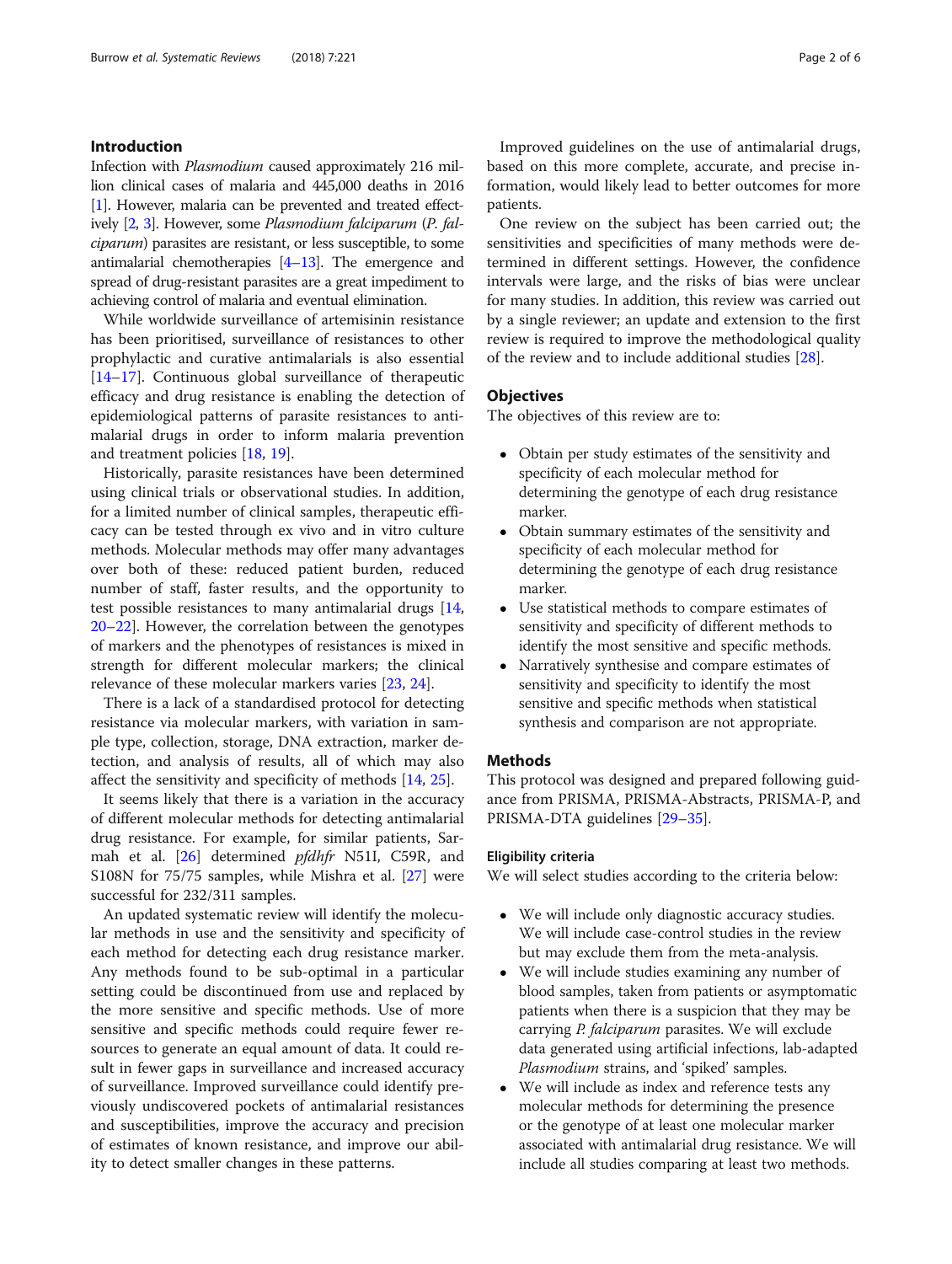## Introduction

Infection with *Plasmodium* caused approximately 216 million clinical cases of malaria and 445,000 deaths in 2016 [1]. However, malaria can be prevented and treated effectively [2, 3]. However, some *Plasmodium falciparum* (*P. falciparum*) parasites are resistant, or less susceptible, to some antimalarial chemotherapies [4–13]. The emergence and spread of drug-resistant parasites are a great impediment to achieving control of malaria and eventual elimination.

While worldwide surveillance of artemisinin resistance has been prioritised, surveillance of resistances to other prophylactic and curative antimalarials is also essential [14–17]. Continuous global surveillance of therapeutic efficacy and drug resistance is enabling the detection of epidemiological patterns of parasite resistances to antimalarial drugs in order to inform malaria prevention and treatment policies [18, 19].

Historically, parasite resistances have been determined using clinical trials or observational studies. In addition, for a limited number of clinical samples, therapeutic efficacy can be tested through ex vivo and in vitro culture methods. Molecular methods may offer many advantages over both of these: reduced patient burden, reduced number of staff, faster results, and the opportunity to test possible resistances to many antimalarial drugs [14, 20–22]. However, the correlation between the genotypes of markers and the phenotypes of resistances is mixed in strength for different molecular markers; the clinical relevance of these molecular markers varies [23, 24].

There is a lack of a standardised protocol for detecting resistance via molecular markers, with variation in sample type, collection, storage, DNA extraction, marker detection, and analysis of results, all of which may also affect the sensitivity and specificity of methods [14, 25].

It seems likely that there is a variation in the accuracy of different molecular methods for detecting antimalarial drug resistance. For example, for similar patients, Sarmah et al. [26] determined *pfdhfr* N51I, C59R, and S108N for 75/75 samples, while Mishra et al. [27] were successful for 232/311 samples.

An updated systematic review will identify the molecular methods in use and the sensitivity and specificity of each method for detecting each drug resistance marker. Any methods found to be sub-optimal in a particular setting could be discontinued from use and replaced by the more sensitive and specific methods. Use of more sensitive and specific methods could require fewer resources to generate an equal amount of data. It could result in fewer gaps in surveillance and increased accuracy of surveillance. Improved surveillance could identify previously undiscovered pockets of antimalarial resistances and susceptibilities, improve the accuracy and precision of estimates of known resistance, and improve our ability to detect smaller changes in these patterns.

Improved guidelines on the use of antimalarial drugs, based on this more complete, accurate, and precise information, would likely lead to better outcomes for more patients.

One review on the subject has been carried out; the sensitivities and specificities of many methods were determined in different settings. However, the confidence intervals were large, and the risks of bias were unclear for many studies. In addition, this review was carried out by a single reviewer; an update and extension to the first review is required to improve the methodological quality of the review and to include additional studies [28].

## Objectives

The objectives of this review are to:

- Obtain per study estimates of the sensitivity and specificity of each molecular method for determining the genotype of each drug resistance marker.
- Obtain summary estimates of the sensitivity and specificity of each molecular method for determining the genotype of each drug resistance marker.
- Use statistical methods to compare estimates of sensitivity and specificity of different methods to identify the most sensitive and specific methods.
- Narratively synthesise and compare estimates of sensitivity and specificity to identify the most sensitive and specific methods when statistical synthesis and comparison are not appropriate.

## Methods

This protocol was designed and prepared following guidance from PRISMA, PRISMA-Abstracts, PRISMA-P, and PRISMA-DTA guidelines [29–35].

### Eligibility criteria

We will select studies according to the criteria below:

- We will include only diagnostic accuracy studies. We will include case-control studies in the review but may exclude them from the meta-analysis.
- We will include studies examining any number of blood samples, taken from patients or asymptomatic patients when there is a suspicion that they may be carrying *P. falciparum* parasites. We will exclude data generated using artificial infections, lab-adapted *Plasmodium* strains, and 'spiked' samples.
- We will include as index and reference tests any molecular methods for determining the presence or the genotype of at least one molecular marker associated with antimalarial drug resistance. We will include all studies comparing at least two methods.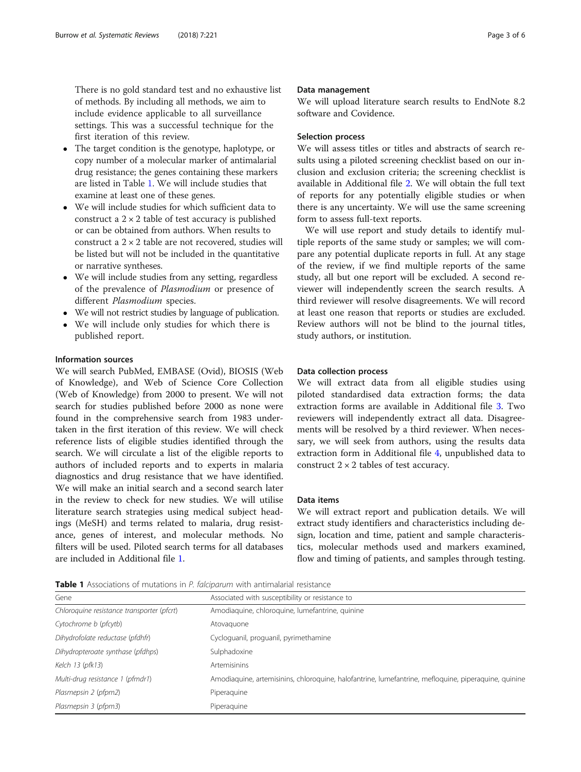There is no gold standard test and no exhaustive list of methods. By including all methods, we aim to include evidence applicable to all surveillance settings. This was a successful technique for the first iteration of this review.

- The target condition is the genotype, haplotype, or copy number of a molecular marker of antimalarial drug resistance; the genes containing these markers are listed in Table 1. We will include studies that examine at least one of these genes.
- We will include studies for which sufficient data to construct a 2 × 2 table of test accuracy is published or can be obtained from authors. When results to construct a 2 × 2 table are not recovered, studies will be listed but will not be included in the quantitative or narrative syntheses.
- We will include studies from any setting, regardless of the prevalence of *Plasmodium* or presence of different *Plasmodium* species.
- We will not restrict studies by language of publication.
- We will include only studies for which there is published report.

### Information sources

We will search PubMed, EMBASE (Ovid), BIOSIS (Web of Knowledge), and Web of Science Core Collection (Web of Knowledge) from 2000 to present. We will not search for studies published before 2000 as none were found in the comprehensive search from 1983 undertaken in the first iteration of this review. We will check reference lists of eligible studies identified through the search. We will circulate a list of the eligible reports to authors of included reports and to experts in malaria diagnostics and drug resistance that we have identified. We will make an initial search and a second search later in the review to check for new studies. We will utilise literature search strategies using medical subject headings (MeSH) and terms related to malaria, drug resistance, genes of interest, and molecular methods. No filters will be used. Piloted search terms for all databases are included in Additional file 1.

### Data management

We will upload literature search results to EndNote 8.2 software and Covidence.

### Selection process

We will assess titles or titles and abstracts of search results using a piloted screening checklist based on our inclusion and exclusion criteria; the screening checklist is available in Additional file 2. We will obtain the full text of reports for any potentially eligible studies or when there is any uncertainty. We will use the same screening form to assess full-text reports.

We will use report and study details to identify multiple reports of the same study or samples; we will compare any potential duplicate reports in full. At any stage of the review, if we find multiple reports of the same study, all but one report will be excluded. A second reviewer will independently screen the search results. A third reviewer will resolve disagreements. We will record at least one reason that reports or studies are excluded. Review authors will not be blind to the journal titles, study authors, or institution.

### Data collection process

We will extract data from all eligible studies using piloted standardised data extraction forms; the data extraction forms are available in Additional file 3. Two reviewers will independently extract all data. Disagreements will be resolved by a third reviewer. When necessary, we will seek from authors, using the results data extraction form in Additional file 4, unpublished data to construct 2 × 2 tables of test accuracy.

### Data items

We will extract report and publication details. We will extract study identifiers and characteristics including design, location and time, patient and sample characteristics, molecular methods used and markers examined, flow and timing of patients, and samples through testing.

**Table 1** Associations of mutations in *P. falciparum* with antimalarial resistance

| Gene | Associated with susceptibility or resistance to |
|---|---|
| *Chloroquine resistance transporter (pfcrt)* | Amodiaquine, chloroquine, lumefantrine, quinine |
| *Cytochrome b (pfcytb)* | Atovaquone |
| *Dihydrofolate reductase (pfdhfr)* | Cycloguanil, proguanil, pyrimethamine |
| *Dihydropteroate synthase (pfdhps)* | Sulphadoxine |
| *Kelch 13 (pfk13)* | Artemisinins |
| *Multi-drug resistance 1 (pfmdr1)* | Amodiaquine, artemisinins, chloroquine, halofantrine, lumefantrine, mefloquine, piperaquine, quinine |
| *Plasmepsin 2 (pfpm2)* | Piperaquine |
| *Plasmepsin 3 (pfpm3)* | Piperaquine |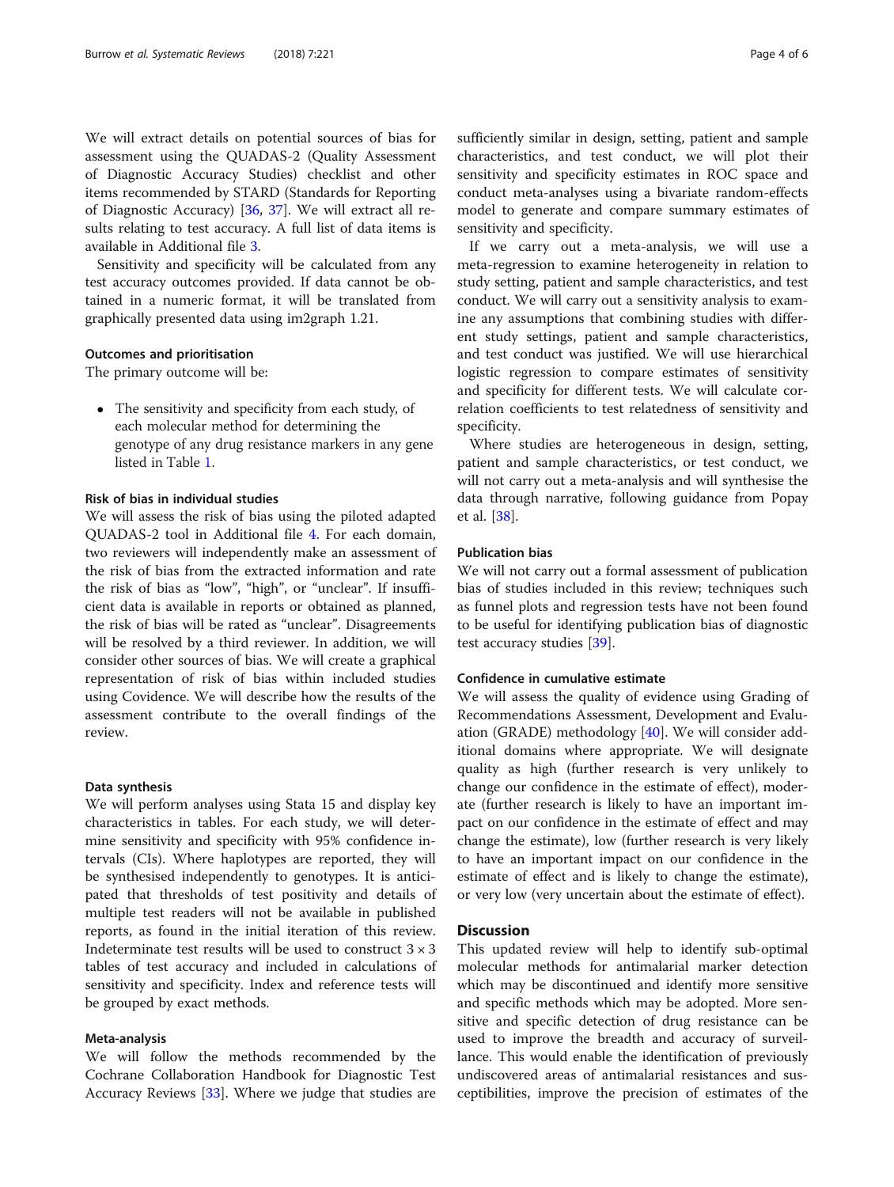We will extract details on potential sources of bias for assessment using the QUADAS-2 (Quality Assessment of Diagnostic Accuracy Studies) checklist and other items recommended by STARD (Standards for Reporting of Diagnostic Accuracy) [36, 37]. We will extract all results relating to test accuracy. A full list of data items is available in Additional file 3.

Sensitivity and specificity will be calculated from any test accuracy outcomes provided. If data cannot be obtained in a numeric format, it will be translated from graphically presented data using im2graph 1.21.

### Outcomes and prioritisation

The primary outcome will be:

- The sensitivity and specificity from each study, of each molecular method for determining the genotype of any drug resistance markers in any gene listed in Table 1.

### Risk of bias in individual studies

We will assess the risk of bias using the piloted adapted QUADAS-2 tool in Additional file 4. For each domain, two reviewers will independently make an assessment of the risk of bias from the extracted information and rate the risk of bias as "low", "high", or "unclear". If insufficient data is available in reports or obtained as planned, the risk of bias will be rated as "unclear". Disagreements will be resolved by a third reviewer. In addition, we will consider other sources of bias. We will create a graphical representation of risk of bias within included studies using Covidence. We will describe how the results of the assessment contribute to the overall findings of the review.

### Data synthesis

We will perform analyses using Stata 15 and display key characteristics in tables. For each study, we will determine sensitivity and specificity with 95% confidence intervals (CIs). Where haplotypes are reported, they will be synthesised independently to genotypes. It is anticipated that thresholds of test positivity and details of multiple test readers will not be available in published reports, as found in the initial iteration of this review. Indeterminate test results will be used to construct $3 \times 3$ tables of test accuracy and included in calculations of sensitivity and specificity. Index and reference tests will be grouped by exact methods.

### Meta-analysis

We will follow the methods recommended by the Cochrane Collaboration Handbook for Diagnostic Test Accuracy Reviews [33]. Where we judge that studies are sufficiently similar in design, setting, patient and sample characteristics, and test conduct, we will plot their sensitivity and specificity estimates in ROC space and conduct meta-analyses using a bivariate random-effects model to generate and compare summary estimates of sensitivity and specificity.

If we carry out a meta-analysis, we will use a meta-regression to examine heterogeneity in relation to study setting, patient and sample characteristics, and test conduct. We will carry out a sensitivity analysis to examine any assumptions that combining studies with different study settings, patient and sample characteristics, and test conduct was justified. We will use hierarchical logistic regression to compare estimates of sensitivity and specificity for different tests. We will calculate correlation coefficients to test relatedness of sensitivity and specificity.

Where studies are heterogeneous in design, setting, patient and sample characteristics, or test conduct, we will not carry out a meta-analysis and will synthesise the data through narrative, following guidance from Popay et al. [38].

### Publication bias

We will not carry out a formal assessment of publication bias of studies included in this review; techniques such as funnel plots and regression tests have not been found to be useful for identifying publication bias of diagnostic test accuracy studies [39].

### Confidence in cumulative estimate

We will assess the quality of evidence using Grading of Recommendations Assessment, Development and Evaluation (GRADE) methodology [40]. We will consider additional domains where appropriate. We will designate quality as high (further research is very unlikely to change our confidence in the estimate of effect), moderate (further research is likely to have an important impact on our confidence in the estimate of effect and may change the estimate), low (further research is very likely to have an important impact on our confidence in the estimate of effect and is likely to change the estimate), or very low (very uncertain about the estimate of effect).

## Discussion

This updated review will help to identify sub-optimal molecular methods for antimalarial marker detection which may be discontinued and identify more sensitive and specific methods which may be adopted. More sensitive and specific detection of drug resistance can be used to improve the breadth and accuracy of surveillance. This would enable the identification of previously undiscovered areas of antimalarial resistances and susceptibilities, improve the precision of estimates of the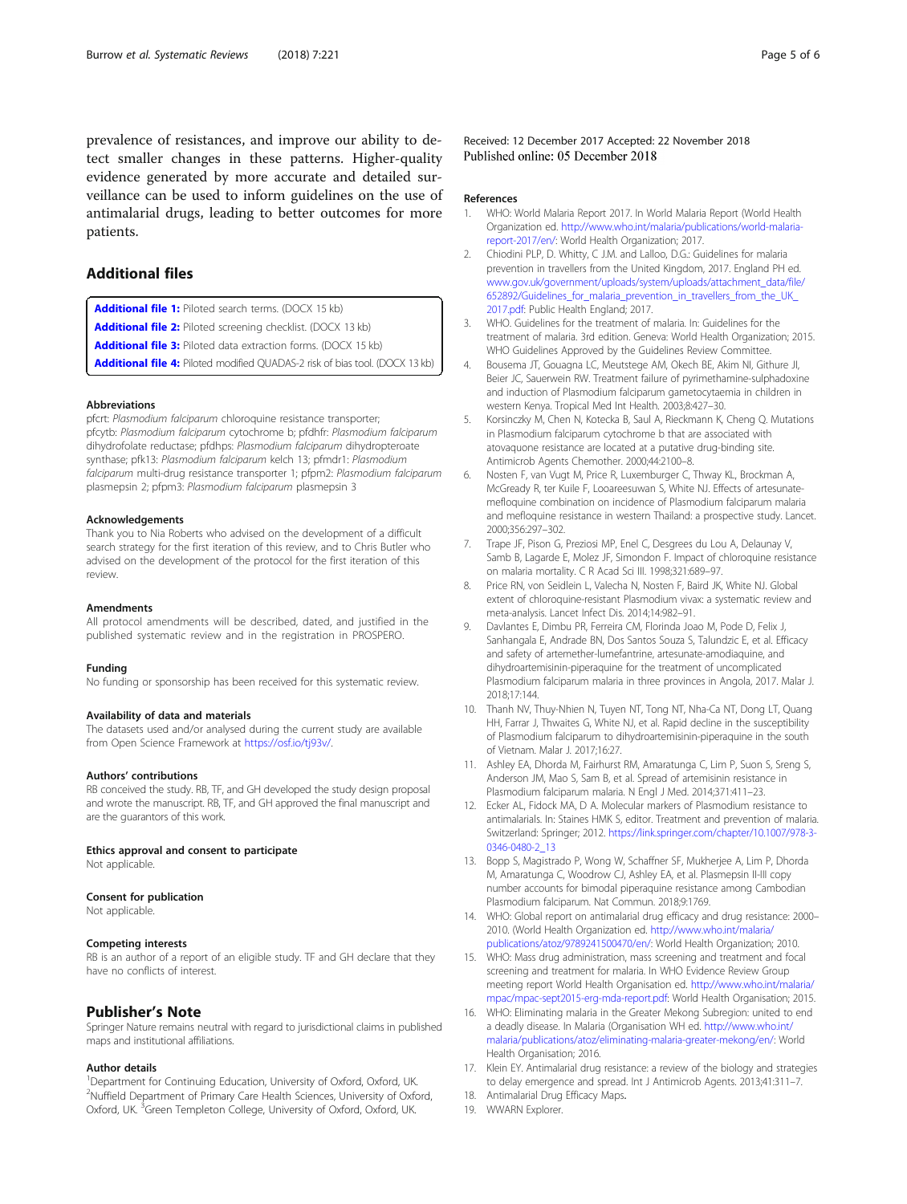prevalence of resistances, and improve our ability to detect smaller changes in these patterns. Higher-quality evidence generated by more accurate and detailed surveillance can be used to inform guidelines on the use of antimalarial drugs, leading to better outcomes for more patients.

## Additional files

**Additional file 1:** Piloted search terms. (DOCX 15 kb)

**Additional file 2:** Piloted screening checklist. (DOCX 13 kb)

**Additional file 3:** Piloted data extraction forms. (DOCX 15 kb)

**Additional file 4:** Piloted modified QUADAS-2 risk of bias tool. (DOCX 13 kb)

#### Abbreviations

pfcrt: *Plasmodium falciparum* chloroquine resistance transporter; pfcytb: *Plasmodium falciparum* cytochrome b; pfdhfr: *Plasmodium falciparum* dihydrofolate reductase; pfdhps: *Plasmodium falciparum* dihydropteroate synthase; pfk13: *Plasmodium falciparum* kelch 13; pfmdr1: *Plasmodium falciparum* multi-drug resistance transporter 1; pfpm2: *Plasmodium falciparum* plasmepsin 2; pfpm3: *Plasmodium falciparum* plasmepsin 3

#### Acknowledgements

Thank you to Nia Roberts who advised on the development of a difficult search strategy for the first iteration of this review, and to Chris Butler who advised on the development of the protocol for the first iteration of this review.

#### Amendments

All protocol amendments will be described, dated, and justified in the published systematic review and in the registration in PROSPERO.

#### Funding

No funding or sponsorship has been received for this systematic review.

#### Availability of data and materials

The datasets used and/or analysed during the current study are available from Open Science Framework at https://osf.io/tj93v/.

#### Authors' contributions

RB conceived the study. RB, TF, and GH developed the study design proposal and wrote the manuscript. RB, TF, and GH approved the final manuscript and are the guarantors of this work.

#### Ethics approval and consent to participate

Not applicable.

#### Consent for publication

Not applicable.

#### Competing interests

RB is an author of a report of an eligible study. TF and GH declare that they have no conflicts of interest.

## Publisher's Note

Springer Nature remains neutral with regard to jurisdictional claims in published maps and institutional affiliations.

#### Author details

[1]Department for Continuing Education, University of Oxford, Oxford, UK. [2]Nuffield Department of Primary Care Health Sciences, University of Oxford, Oxford, UK. [3]Green Templeton College, University of Oxford, Oxford, UK.

Received: 12 December 2017 Accepted: 22 November 2018
Published online: 05 December 2018

#### References

1. WHO: World Malaria Report 2017. In World Malaria Report (World Health Organization ed. http://www.who.int/malaria/publications/world-malaria-report-2017/en/: World Health Organization; 2017.
2. Chiodini PLP, D. Whitty, C J.M. and Lalloo, D.G.: Guidelines for malaria prevention in travellers from the United Kingdom, 2017. England PH ed. www.gov.uk/government/uploads/system/uploads/attachment_data/file/652892/Guidelines_for_malaria_prevention_in_travellers_from_the_UK_2017.pdf: Public Health England; 2017.
3. WHO. Guidelines for the treatment of malaria. In: Guidelines for the treatment of malaria. 3rd edition. Geneva: World Health Organization; 2015. WHO Guidelines Approved by the Guidelines Review Committee.
4. Bousema JT, Gouagna LC, Meutstege AM, Okech BE, Akim NI, Githure JI, Beier JC, Sauerwein RW. Treatment failure of pyrimethamine-sulphadoxine and induction of Plasmodium falciparum gametocytaemia in children in western Kenya. Tropical Med Int Health. 2003;8:427–30.
5. Korsinczky M, Chen N, Kotecka B, Saul A, Rieckmann K, Cheng Q. Mutations in Plasmodium falciparum cytochrome b that are associated with atovaquone resistance are located at a putative drug-binding site. Antimicrob Agents Chemother. 2000;44:2100–8.
6. Nosten F, van Vugt M, Price R, Luxemburger C, Thway KL, Brockman A, McGready R, ter Kuile F, Looareesuwan S, White NJ. Effects of artesunate-mefloquine combination on incidence of Plasmodium falciparum malaria and mefloquine resistance in western Thailand: a prospective study. Lancet. 2000;356:297–302.
7. Trape JF, Pison G, Preziosi MP, Enel C, Desgrees du Lou A, Delaunay V, Samb B, Lagarde E, Molez JF, Simondon F. Impact of chloroquine resistance on malaria mortality. C R Acad Sci III. 1998;321:689–97.
8. Price RN, von Seidlein L, Valecha N, Nosten F, Baird JK, White NJ. Global extent of chloroquine-resistant Plasmodium vivax: a systematic review and meta-analysis. Lancet Infect Dis. 2014;14:982–91.
9. Davlantes E, Dimbu PR, Ferreira CM, Florinda Joao M, Pode D, Felix J, Sanhangala E, Andrade BN, Dos Santos Souza S, Talundzic E, et al. Efficacy and safety of artemether-lumefantrine, artesunate-amodiaquine, and dihydroartemisinin-piperaquine for the treatment of uncomplicated Plasmodium falciparum malaria in three provinces in Angola, 2017. Malar J. 2018;17:144.
10. Thanh NV, Thuy-Nhien N, Tuyen NT, Tong NT, Nha-Ca NT, Dong LT, Quang HH, Farrar J, Thwaites G, White NJ, et al. Rapid decline in the susceptibility of Plasmodium falciparum to dihydroartemisinin-piperaquine in the south of Vietnam. Malar J. 2017;16:27.
11. Ashley EA, Dhorda M, Fairhurst RM, Amaratunga C, Lim P, Suon S, Sreng S, Anderson JM, Mao S, Sam B, et al. Spread of artemisinin resistance in Plasmodium falciparum malaria. N Engl J Med. 2014;371:411–23.
12. Ecker AL, Fidock MA, D A. Molecular markers of Plasmodium resistance to antimalarials. In: Staines HMK S, editor. Treatment and prevention of malaria. Switzerland: Springer; 2012. https://link.springer.com/chapter/10.1007/978-3-0346-0480-2_13
13. Bopp S, Magistrado P, Wong W, Schaffner SF, Mukherjee A, Lim P, Dhorda M, Amaratunga C, Woodrow CJ, Ashley EA, et al. Plasmepsin II-III copy number accounts for bimodal piperaquine resistance among Cambodian Plasmodium falciparum. Nat Commun. 2018;9:1769.
14. WHO: Global report on antimalarial drug efficacy and drug resistance: 2000–2010. (World Health Organization ed. http://www.who.int/malaria/publications/atoz/9789241500470/en/: World Health Organization; 2010.
15. WHO: Mass drug administration, mass screening and treatment and focal screening and treatment for malaria. In WHO Evidence Review Group meeting report World Health Organisation ed. http://www.who.int/malaria/mpac/mpac-sept2015-erg-mda-report.pdf: World Health Organisation; 2015.
16. WHO: Eliminating malaria in the Greater Mekong Subregion: united to end a deadly disease. In Malaria (Organisation WH ed. http://www.who.int/malaria/publications/atoz/eliminating-malaria-greater-mekong/en/: World Health Organisation; 2016.
17. Klein EY. Antimalarial drug resistance: a review of the biology and strategies to delay emergence and spread. Int J Antimicrob Agents. 2013;41:311–7.
18. Antimalarial Drug Efficacy Maps.
19. WWARN Explorer.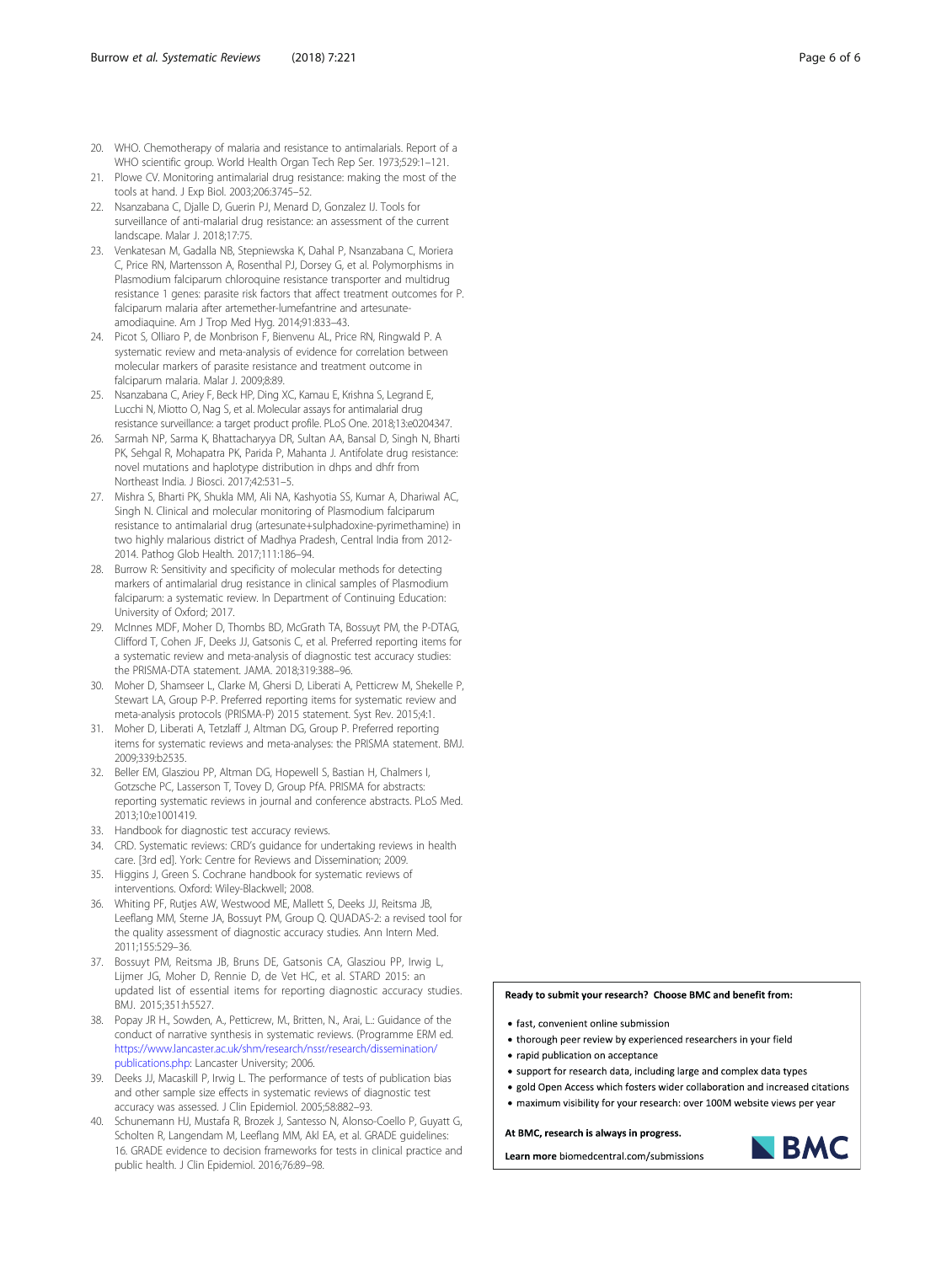20. WHO. Chemotherapy of malaria and resistance to antimalarials. Report of a WHO scientific group. World Health Organ Tech Rep Ser. 1973;529:1–121.
21. Plowe CV. Monitoring antimalarial drug resistance: making the most of the tools at hand. J Exp Biol. 2003;206:3745–52.
22. Nsanzabana C, Djalle D, Guerin PJ, Menard D, Gonzalez IJ. Tools for surveillance of anti-malarial drug resistance: an assessment of the current landscape. Malar J. 2018;17:75.
23. Venkatesan M, Gadalla NB, Stepniewska K, Dahal P, Nsanzabana C, Moriera C, Price RN, Martensson A, Rosenthal PJ, Dorsey G, et al. Polymorphisms in Plasmodium falciparum chloroquine resistance transporter and multidrug resistance 1 genes: parasite risk factors that affect treatment outcomes for P. falciparum malaria after artemether-lumefantrine and artesunate-amodiaquine. Am J Trop Med Hyg. 2014;91:833–43.
24. Picot S, Olliaro P, de Monbrison F, Bienvenu AL, Price RN, Ringwald P. A systematic review and meta-analysis of evidence for correlation between molecular markers of parasite resistance and treatment outcome in falciparum malaria. Malar J. 2009;8:89.
25. Nsanzabana C, Ariey F, Beck HP, Ding XC, Kamau E, Krishna S, Legrand E, Lucchi N, Miotto O, Nag S, et al. Molecular assays for antimalarial drug resistance surveillance: a target product profile. PLoS One. 2018;13:e0204347.
26. Sarmah NP, Sarma K, Bhattacharyya DR, Sultan AA, Bansal D, Singh N, Bharti PK, Sehgal R, Mohapatra PK, Parida P, Mahanta J. Antifolate drug resistance: novel mutations and haplotype distribution in dhps and dhfr from Northeast India. J Biosci. 2017;42:531–5.
27. Mishra S, Bharti PK, Shukla MM, Ali NA, Kashyotia SS, Kumar A, Dhariwal AC, Singh N. Clinical and molecular monitoring of Plasmodium falciparum resistance to antimalarial drug (artesunate+sulphadoxine-pyrimethamine) in two highly malarious district of Madhya Pradesh, Central India from 2012-2014. Pathog Glob Health. 2017;111:186–94.
28. Burrow R: Sensitivity and specificity of molecular methods for detecting markers of antimalarial drug resistance in clinical samples of Plasmodium falciparum: a systematic review. In Department of Continuing Education: University of Oxford; 2017.
29. McInnes MDF, Moher D, Thombs BD, McGrath TA, Bossuyt PM, the P-DTAG, Clifford T, Cohen JF, Deeks JJ, Gatsonis C, et al. Preferred reporting items for a systematic review and meta-analysis of diagnostic test accuracy studies: the PRISMA-DTA statement. JAMA. 2018;319:388–96.
30. Moher D, Shamseer L, Clarke M, Ghersi D, Liberati A, Petticrew M, Shekelle P, Stewart LA, Group P-P. Preferred reporting items for systematic review and meta-analysis protocols (PRISMA-P) 2015 statement. Syst Rev. 2015;4:1.
31. Moher D, Liberati A, Tetzlaff J, Altman DG, Group P. Preferred reporting items for systematic reviews and meta-analyses: the PRISMA statement. BMJ. 2009;339:b2535.
32. Beller EM, Glasziou PP, Altman DG, Hopewell S, Bastian H, Chalmers I, Gotzsche PC, Lasserson T, Tovey D, Group PfA. PRISMA for abstracts: reporting systematic reviews in journal and conference abstracts. PLoS Med. 2013;10:e1001419.
33. Handbook for diagnostic test accuracy reviews.
34. CRD. Systematic reviews: CRD's guidance for undertaking reviews in health care. [3rd ed]. York: Centre for Reviews and Dissemination; 2009.
35. Higgins J, Green S. Cochrane handbook for systematic reviews of interventions. Oxford: Wiley-Blackwell; 2008.
36. Whiting PF, Rutjes AW, Westwood ME, Mallett S, Deeks JJ, Reitsma JB, Leeflang MM, Sterne JA, Bossuyt PM, Group Q. QUADAS-2: a revised tool for the quality assessment of diagnostic accuracy studies. Ann Intern Med. 2011;155:529–36.
37. Bossuyt PM, Reitsma JB, Bruns DE, Gatsonis CA, Glasziou PP, Irwig L, Lijmer JG, Moher D, Rennie D, de Vet HC, et al. STARD 2015: an updated list of essential items for reporting diagnostic accuracy studies. BMJ. 2015;351:h5527.
38. Popay JR H., Sowden, A., Petticrew, M., Britten, N., Arai, L.: Guidance of the conduct of narrative synthesis in systematic reviews. (Programme ERM ed. https://www.lancaster.ac.uk/shm/research/nssr/research/dissemination/publications.php: Lancaster University; 2006.
39. Deeks JJ, Macaskill P, Irwig L. The performance of tests of publication bias and other sample size effects in systematic reviews of diagnostic test accuracy was assessed. J Clin Epidemiol. 2005;58:882–93.
40. Schunemann HJ, Mustafa R, Brozek J, Santesso N, Alonso-Coello P, Guyatt G, Scholten R, Langendam M, Leeflang MM, Akl EA, et al. GRADE guidelines: 16. GRADE evidence to decision frameworks for tests in clinical practice and public health. J Clin Epidemiol. 2016;76:89–98.

**Ready to submit your research? Choose BMC and benefit from:**

- fast, convenient online submission
- thorough peer review by experienced researchers in your field
- rapid publication on acceptance
- support for research data, including large and complex data types
- gold Open Access which fosters wider collaboration and increased citations
- maximum visibility for your research: over 100M website views per year

**At BMC, research is always in progress.**

**Learn more** biomedcentral.com/submissions

BMC